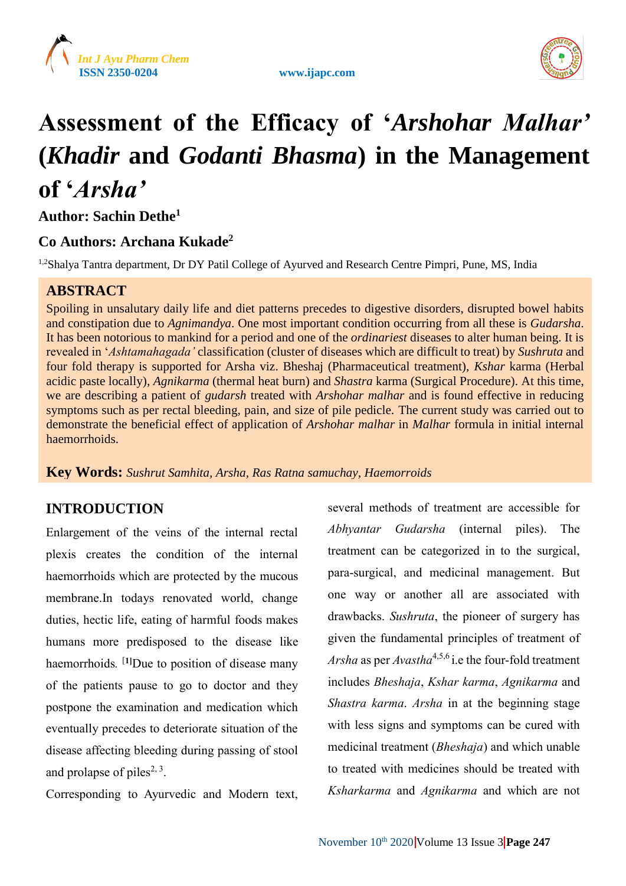# Assessment of the Efficacy of '*Arshohar Malhar'* (*Khadir* and *Godanti Bhasma*) in the Management of '*Arsha'*

**Author: Sachin Dethe[1]**

**Co Authors: Archana Kukade[2]**

[1,2]Shalya Tantra department, Dr DY Patil College of Ayurved and Research Centre Pimpri, Pune, MS, India

## ABSTRACT

Spoiling in unsalutary daily life and diet patterns precedes to digestive disorders, disrupted bowel habits and constipation due to *Agnimandya*. One most important condition occurring from all these is *Gudarsha*. It has been notorious to mankind for a period and one of the *ordinariest* diseases to alter human being. It is revealed in '*Ashtamahagada'* classification (cluster of diseases which are difficult to treat) by *Sushruta* and four fold therapy is supported for Arsha viz. Bheshaj (Pharmaceutical treatment), *Kshar* karma (Herbal acidic paste locally), *Agnikarma* (thermal heat burn) and *Shastra* karma (Surgical Procedure). At this time, we are describing a patient of *gudarsh* treated with *Arshohar malhar* and is found effective in reducing symptoms such as per rectal bleeding, pain, and size of pile pedicle. The current study was carried out to demonstrate the beneficial effect of application of *Arshohar malhar* in *Malhar* formula in initial internal haemorrhoids.

**Key Words:** *Sushrut Samhita, Arsha, Ras Ratna samuchay, Haemorroids*

## INTRODUCTION

Enlargement of the veins of the internal rectal plexis creates the condition of the internal haemorrhoids which are protected by the mucous membrane.In todays renovated world, change duties, hectic life, eating of harmful foods makes humans more predisposed to the disease like haemorrhoids. [1]Due to position of disease many of the patients pause to go to doctor and they postpone the examination and medication which eventually precedes to deteriorate situation of the disease affecting bleeding during passing of stool and prolapse of piles[2, 3].

Corresponding to Ayurvedic and Modern text, several methods of treatment are accessible for *Abhyantar Gudarsha* (internal piles). The treatment can be categorized in to the surgical, para-surgical, and medicinal management. But one way or another all are associated with drawbacks. *Sushruta*, the pioneer of surgery has given the fundamental principles of treatment of *Arsha* as per *Avastha*[4,5,6] i.e the four-fold treatment includes *Bheshaja*, *Kshar karma*, *Agnikarma* and *Shastra karma*. *Arsha* in at the beginning stage with less signs and symptoms can be cured with medicinal treatment (*Bheshaja*) and which unable to treated with medicines should be treated with *Ksharkarma* and *Agnikarma* and which are not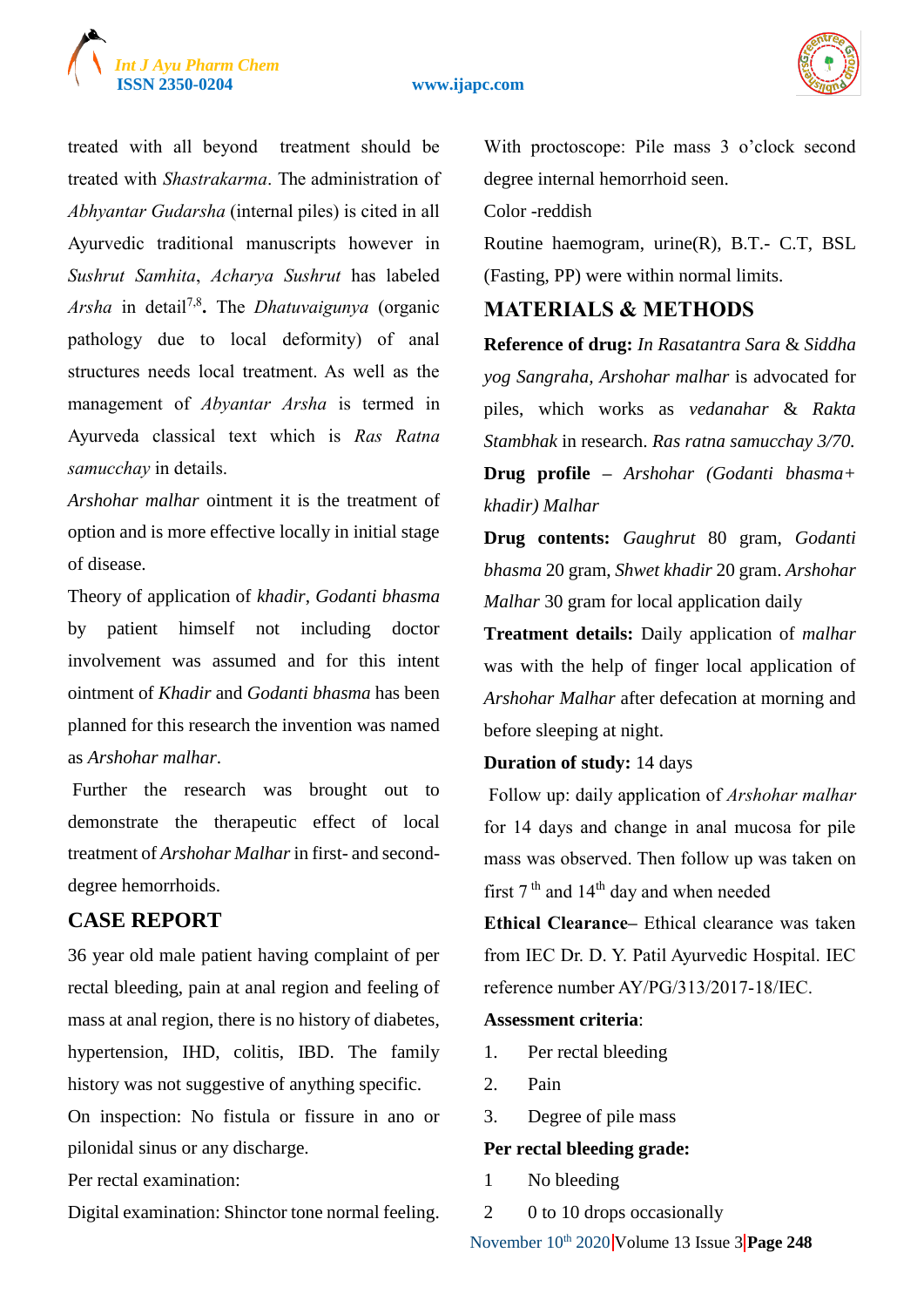treated with all beyond treatment should be treated with *Shastrakarma*. The administration of *Abhyantar Gudarsha* (internal piles) is cited in all Ayurvedic traditional manuscripts however in *Sushrut Samhita*, *Acharya Sushrut* has labeled *Arsha* in detail[7,8]**.** The *Dhatuvaigunya* (organic pathology due to local deformity) of anal structures needs local treatment. As well as the management of *Abyantar Arsha* is termed in Ayurveda classical text which is *Ras Ratna samucchay* in details.

*Arshohar malhar* ointment it is the treatment of option and is more effective locally in initial stage of disease.

Theory of application of *khadir*, *Godanti bhasma* by patient himself not including doctor involvement was assumed and for this intent ointment of *Khadir* and *Godanti bhasma* has been planned for this research the invention was named as *Arshohar malhar*.

Further the research was brought out to demonstrate the therapeutic effect of local treatment of *Arshohar Malhar* in first- and second-degree hemorrhoids.

## CASE REPORT

36 year old male patient having complaint of per rectal bleeding, pain at anal region and feeling of mass at anal region, there is no history of diabetes, hypertension, IHD, colitis, IBD. The family history was not suggestive of anything specific.

On inspection: No fistula or fissure in ano or pilonidal sinus or any discharge.

Per rectal examination:

Digital examination: Shinctor tone normal feeling.

With proctoscope: Pile mass 3 o'clock second degree internal hemorrhoid seen.

Color -reddish

Routine haemogram, urine(R), B.T.- C.T, BSL (Fasting, PP) were within normal limits.

## MATERIALS & METHODS

**Reference of drug:** *In Rasatantra Sara* & *Siddha yog Sangraha, Arshohar malhar* is advocated for piles, which works as *vedanahar* & *Rakta Stambhak* in research. *Ras ratna samucchay 3/70.*

**Drug profile** – *Arshohar (Godanti bhasma+ khadir) Malhar*

**Drug contents:** *Gaughrut* 80 gram, *Godanti bhasma* 20 gram, *Shwet khadir* 20 gram. *Arshohar Malhar* 30 gram for local application daily

**Treatment details:** Daily application of *malhar* was with the help of finger local application of *Arshohar Malhar* after defecation at morning and before sleeping at night.

**Duration of study:** 14 days

Follow up: daily application of *Arshohar malhar* for 14 days and change in anal mucosa for pile mass was observed. Then follow up was taken on first 7[th] and 14[th] day and when needed

**Ethical Clearance–** Ethical clearance was taken from IEC Dr. D. Y. Patil Ayurvedic Hospital. IEC reference number AY/PG/313/2017-18/IEC.

**Assessment criteria**:

1. Per rectal bleeding
2. Pain
3. Degree of pile mass

**Per rectal bleeding grade:**

1 No bleeding

2 0 to 10 drops occasionally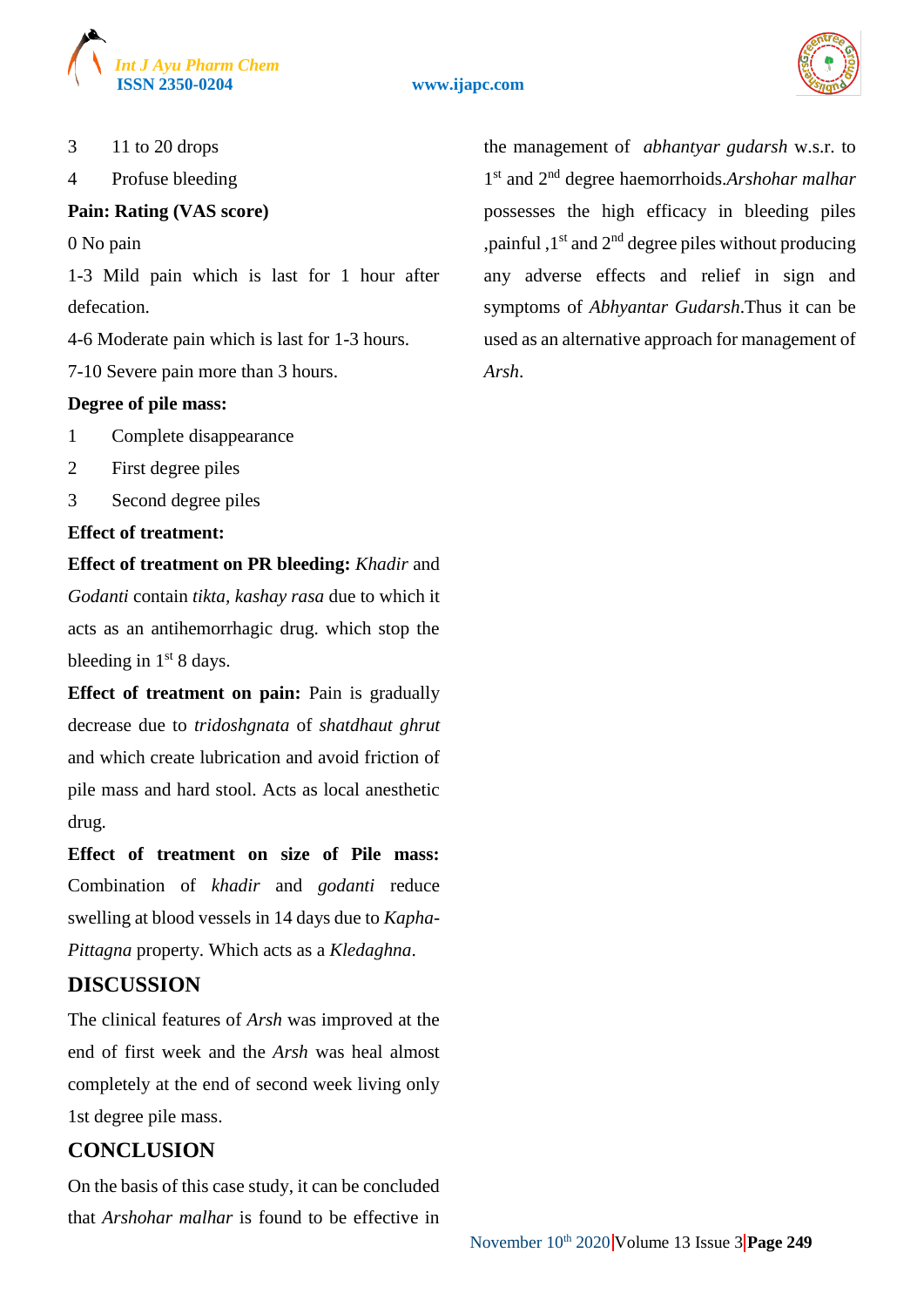3 11 to 20 drops

4 Profuse bleeding

**Pain: Rating (VAS score)**

0 No pain

1-3 Mild pain which is last for 1 hour after defecation.

4-6 Moderate pain which is last for 1-3 hours.

7-10 Severe pain more than 3 hours.

**Degree of pile mass:**

1 Complete disappearance

2 First degree piles

3 Second degree piles

**Effect of treatment:**

**Effect of treatment on PR bleeding:** *Khadir* and *Godanti* contain *tikta, kashay rasa* due to which it acts as an antihemorrhagic drug. which stop the bleeding in 1st 8 days.

**Effect of treatment on pain:** Pain is gradually decrease due to *tridoshgnata* of *shatdhaut ghrut* and which create lubrication and avoid friction of pile mass and hard stool. Acts as local anesthetic drug.

**Effect of treatment on size of Pile mass:** Combination of *khadir* and *godanti* reduce swelling at blood vessels in 14 days due to *Kapha-Pittagna* property. Which acts as a *Kledaghna*.

## DISCUSSION

The clinical features of *Arsh* was improved at the end of first week and the *Arsh* was heal almost completely at the end of second week living only 1st degree pile mass.

## CONCLUSION

On the basis of this case study, it can be concluded that *Arshohar malhar* is found to be effective in the management of *abhantyar gudarsh* w.s.r. to 1st and 2nd degree haemorrhoids.*Arshohar malhar* possesses the high efficacy in bleeding piles ,painful ,1st and 2nd degree piles without producing any adverse effects and relief in sign and symptoms of *Abhyantar Gudarsh*.Thus it can be used as an alternative approach for management of *Arsh*.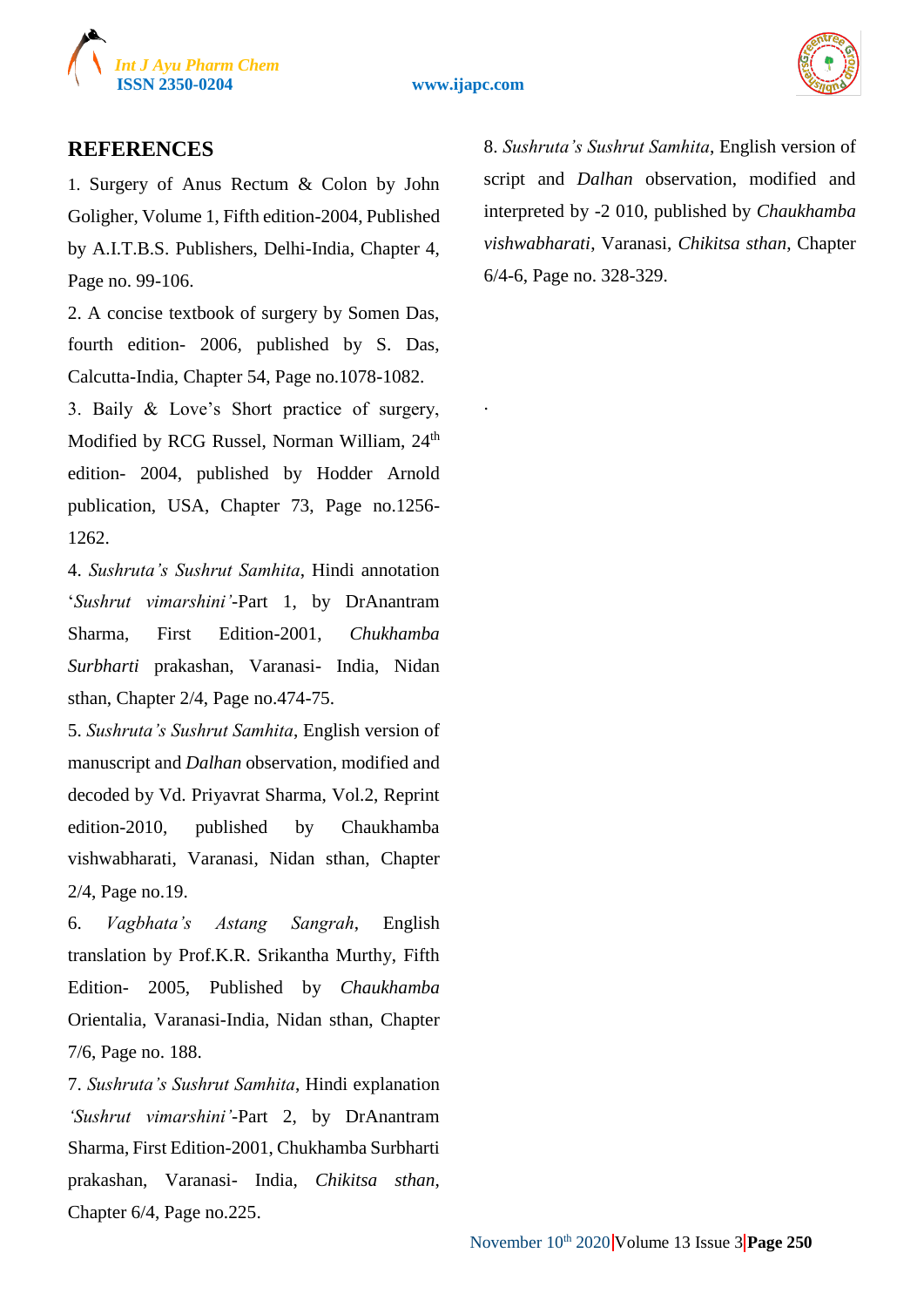## REFERENCES

1. Surgery of Anus Rectum & Colon by John Goligher, Volume 1, Fifth edition-2004, Published by A.I.T.B.S. Publishers, Delhi-India, Chapter 4, Page no. 99-106.
2. A concise textbook of surgery by Somen Das, fourth edition- 2006, published by S. Das, Calcutta-India, Chapter 54, Page no.1078-1082.
3. Baily & Love's Short practice of surgery, Modified by RCG Russel, Norman William, 24th edition- 2004, published by Hodder Arnold publication, USA, Chapter 73, Page no.1256-1262.
4. *Sushruta's Sushrut Samhita*, Hindi annotation '*Sushrut vimarshini'*-Part 1, by DrAnantram Sharma, First Edition-2001, *Chukhamba Surbharti* prakashan, Varanasi- India, Nidan sthan, Chapter 2/4, Page no.474-75.
5. *Sushruta's Sushrut Samhita*, English version of manuscript and *Dalhan* observation, modified and decoded by Vd. Priyavrat Sharma, Vol.2, Reprint edition-2010, published by Chaukhamba vishwabharati, Varanasi, Nidan sthan, Chapter 2/4, Page no.19.
6. *Vagbhata's Astang Sangrah*, English translation by Prof.K.R. Srikantha Murthy, Fifth Edition- 2005, Published by *Chaukhamba* Orientalia, Varanasi-India, Nidan sthan, Chapter 7/6, Page no. 188.
7. *Sushruta's Sushrut Samhita*, Hindi explanation *'Sushrut vimarshini'*-Part 2, by DrAnantram Sharma, First Edition-2001, Chukhamba Surbharti prakashan, Varanasi- India, *Chikitsa sthan*, Chapter 6/4, Page no.225.
8. *Sushruta's Sushrut Samhita*, English version of script and *Dalhan* observation, modified and interpreted by -2 010, published by *Chaukhamba vishwabharati*, Varanasi, *Chikitsa sthan*, Chapter 6/4-6, Page no. 328-329.